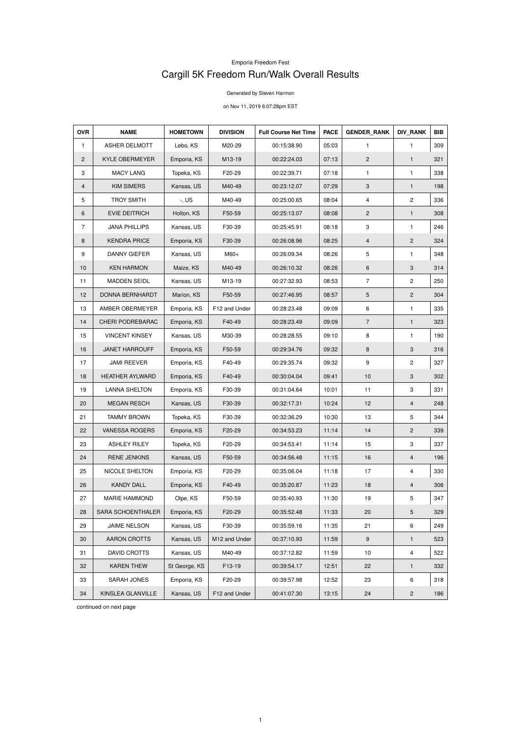Emporia Freedom Fest

# Cargill 5K Freedom Run/Walk Overall Results

Generated by Steven Harmon

on Nov 11, 2019 6:07:28pm EST

| OVR | NAME | HOMETOWN | DIVISION | Full Course Net Time | PACE | GENDER_RANK | DIV_RANK | BIB |
|---|---|---|---|---|---|---|---|---|
| 1 | ASHER DELMOTT | Lebo, KS | M20-29 | 00:15:38.90 | 05:03 | 1 | 1 | 309 |
| 2 | KYLE OBERMEYER | Emporia, KS | M13-19 | 00:22:24.03 | 07:13 | 2 | 1 | 321 |
| 3 | MACY LANG | Topeka, KS | F20-29 | 00:22:39.71 | 07:18 | 1 | 1 | 338 |
| 4 | KIM SIMERS | Kansas, US | M40-49 | 00:23:12.07 | 07:29 | 3 | 1 | 198 |
| 5 | TROY SMITH | -, US | M40-49 | 00:25:00.65 | 08:04 | 4 | 2 | 336 |
| 6 | EVIE DEITRICH | Holton, KS | F50-59 | 00:25:13.07 | 08:08 | 2 | 1 | 308 |
| 7 | JANA PHILLIPS | Kansas, US | F30-39 | 00:25:45.91 | 08:18 | 3 | 1 | 246 |
| 8 | KENDRA PRICE | Emporia, KS | F30-39 | 00:26:08.96 | 08:25 | 4 | 2 | 324 |
| 9 | DANNY GIEFER | Kansas, US | M60+ | 00:26:09.34 | 08:26 | 5 | 1 | 348 |
| 10 | KEN HARMON | Maize, KS | M40-49 | 00:26:10.32 | 08:26 | 6 | 3 | 314 |
| 11 | MADDEN SEIDL | Kansas, US | M13-19 | 00:27:32.93 | 08:53 | 7 | 2 | 250 |
| 12 | DONNA BERNHARDT | Marion, KS | F50-59 | 00:27:46.95 | 08:57 | 5 | 2 | 304 |
| 13 | AMBER OBERMEYER | Emporia, KS | F12 and Under | 00:28:23.48 | 09:09 | 6 | 1 | 335 |
| 14 | CHERI PODREBARAC | Emporia, KS | F40-49 | 00:28:23.49 | 09:09 | 7 | 1 | 323 |
| 15 | VINCENT KINSEY | Kansas, US | M30-39 | 00:28:28.55 | 09:10 | 8 | 1 | 190 |
| 16 | JANET HARROUFF | Emporia, KS | F50-59 | 00:29:34.76 | 09:32 | 8 | 3 | 316 |
| 17 | JAMI REEVER | Emporia, KS | F40-49 | 00:29:35.74 | 09:32 | 9 | 2 | 327 |
| 18 | HEATHER AYLWARD | Emporia, KS | F40-49 | 00:30:04.04 | 09:41 | 10 | 3 | 302 |
| 19 | LANNA SHELTON | Emporia, KS | F30-39 | 00:31:04.64 | 10:01 | 11 | 3 | 331 |
| 20 | MEGAN RESCH | Kansas, US | F30-39 | 00:32:17.31 | 10:24 | 12 | 4 | 248 |
| 21 | TAMMY BROWN | Topeka, KS | F30-39 | 00:32:36.29 | 10:30 | 13 | 5 | 344 |
| 22 | VANESSA ROGERS | Emporia, KS | F20-29 | 00:34:53.23 | 11:14 | 14 | 2 | 339 |
| 23 | ASHLEY RILEY | Topeka, KS | F20-29 | 00:34:53.41 | 11:14 | 15 | 3 | 337 |
| 24 | RENE JENKINS | Kansas, US | F50-59 | 00:34:56.48 | 11:15 | 16 | 4 | 196 |
| 25 | NICOLE SHELTON | Emporia, KS | F20-29 | 00:35:06.04 | 11:18 | 17 | 4 | 330 |
| 26 | KANDY DALL | Emporia, KS | F40-49 | 00:35:20.87 | 11:23 | 18 | 4 | 306 |
| 27 | MARIE HAMMOND | Olpe, KS | F50-59 | 00:35:40.93 | 11:30 | 19 | 5 | 347 |
| 28 | SARA SCHOENTHALER | Emporia, KS | F20-29 | 00:35:52.48 | 11:33 | 20 | 5 | 329 |
| 29 | JAIME NELSON | Kansas, US | F30-39 | 00:35:59.16 | 11:35 | 21 | 6 | 249 |
| 30 | AARON CROTTS | Kansas, US | M12 and Under | 00:37:10.93 | 11:59 | 9 | 1 | 523 |
| 31 | DAVID CROTTS | Kansas, US | M40-49 | 00:37:12.82 | 11:59 | 10 | 4 | 522 |
| 32 | KAREN THEW | St George, KS | F13-19 | 00:39:54.17 | 12:51 | 22 | 1 | 332 |
| 33 | SARAH JONES | Emporia, KS | F20-29 | 00:39:57.98 | 12:52 | 23 | 6 | 318 |
| 34 | KINSLEA GLANVILLE | Kansas, US | F12 and Under | 00:41:07.30 | 13:15 | 24 | 2 | 186 |

continued on next page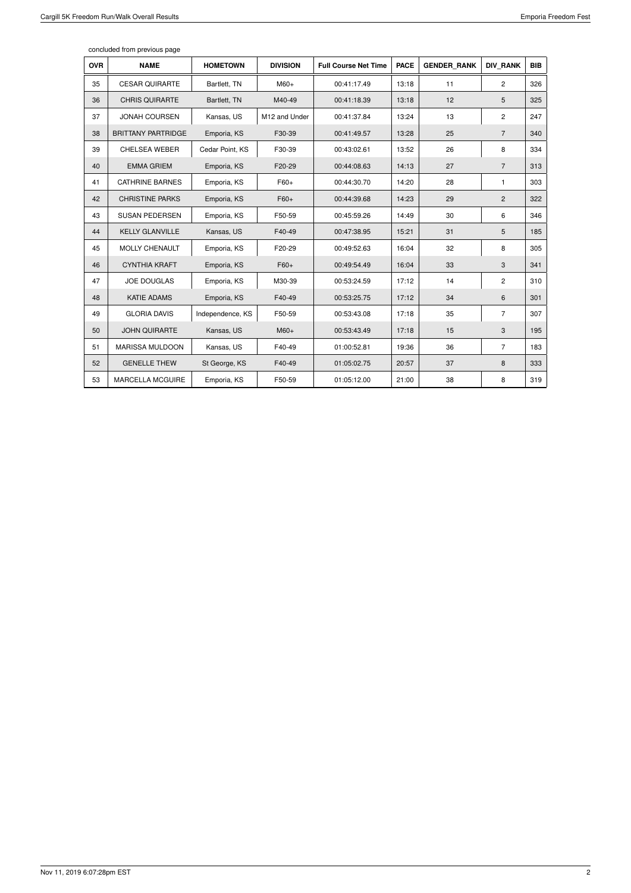concluded from previous page

| OVR | NAME | HOMETOWN | DIVISION | Full Course Net Time | PACE | GENDER_RANK | DIV_RANK | BIB |
|---|---|---|---|---|---|---|---|---|
| 35 | CESAR QUIRARTE | Bartlett, TN | M60+ | 00:41:17.49 | 13:18 | 11 | 2 | 326 |
| 36 | CHRIS QUIRARTE | Bartlett, TN | M40-49 | 00:41:18.39 | 13:18 | 12 | 5 | 325 |
| 37 | JONAH COURSEN | Kansas, US | M12 and Under | 00:41:37.84 | 13:24 | 13 | 2 | 247 |
| 38 | BRITTANY PARTRIDGE | Emporia, KS | F30-39 | 00:41:49.57 | 13:28 | 25 | 7 | 340 |
| 39 | CHELSEA WEBER | Cedar Point, KS | F30-39 | 00:43:02.61 | 13:52 | 26 | 8 | 334 |
| 40 | EMMA GRIEM | Emporia, KS | F20-29 | 00:44:08.63 | 14:13 | 27 | 7 | 313 |
| 41 | CATHRINE BARNES | Emporia, KS | F60+ | 00:44:30.70 | 14:20 | 28 | 1 | 303 |
| 42 | CHRISTINE PARKS | Emporia, KS | F60+ | 00:44:39.68 | 14:23 | 29 | 2 | 322 |
| 43 | SUSAN PEDERSEN | Emporia, KS | F50-59 | 00:45:59.26 | 14:49 | 30 | 6 | 346 |
| 44 | KELLY GLANVILLE | Kansas, US | F40-49 | 00:47:38.95 | 15:21 | 31 | 5 | 185 |
| 45 | MOLLY CHENAULT | Emporia, KS | F20-29 | 00:49:52.63 | 16:04 | 32 | 8 | 305 |
| 46 | CYNTHIA KRAFT | Emporia, KS | F60+ | 00:49:54.49 | 16:04 | 33 | 3 | 341 |
| 47 | JOE DOUGLAS | Emporia, KS | M30-39 | 00:53:24.59 | 17:12 | 14 | 2 | 310 |
| 48 | KATIE ADAMS | Emporia, KS | F40-49 | 00:53:25.75 | 17:12 | 34 | 6 | 301 |
| 49 | GLORIA DAVIS | Independence, KS | F50-59 | 00:53:43.08 | 17:18 | 35 | 7 | 307 |
| 50 | JOHN QUIRARTE | Kansas, US | M60+ | 00:53:43.49 | 17:18 | 15 | 3 | 195 |
| 51 | MARISSA MULDOON | Kansas, US | F40-49 | 01:00:52.81 | 19:36 | 36 | 7 | 183 |
| 52 | GENELLE THEW | St George, KS | F40-49 | 01:05:02.75 | 20:57 | 37 | 8 | 333 |
| 53 | MARCELLA MCGUIRE | Emporia, KS | F50-59 | 01:05:12.00 | 21:00 | 38 | 8 | 319 |

Nov 11, 2019 6:07:28pm EST